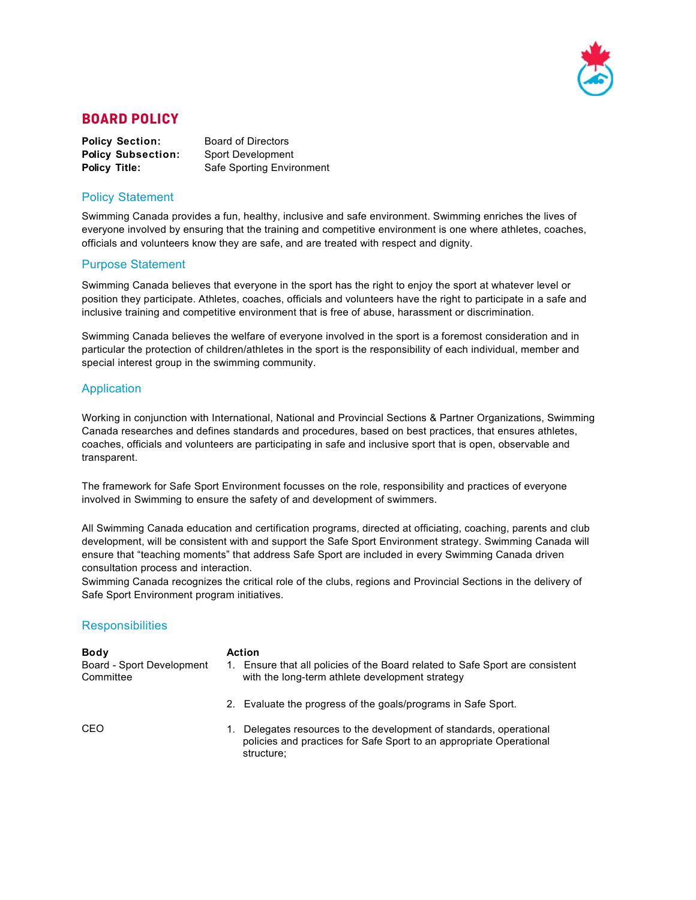# BOARD POLICY

**Policy Section:** Board of Directors
**Policy Subsection:** Sport Development
**Policy Title:** Safe Sporting Environment

## Policy Statement

Swimming Canada provides a fun, healthy, inclusive and safe environment. Swimming enriches the lives of everyone involved by ensuring that the training and competitive environment is one where athletes, coaches, officials and volunteers know they are safe, and are treated with respect and dignity.

## Purpose Statement

Swimming Canada believes that everyone in the sport has the right to enjoy the sport at whatever level or position they participate. Athletes, coaches, officials and volunteers have the right to participate in a safe and inclusive training and competitive environment that is free of abuse, harassment or discrimination.

Swimming Canada believes the welfare of everyone involved in the sport is a foremost consideration and in particular the protection of children/athletes in the sport is the responsibility of each individual, member and special interest group in the swimming community.

## Application

Working in conjunction with International, National and Provincial Sections & Partner Organizations, Swimming Canada researches and defines standards and procedures, based on best practices, that ensures athletes, coaches, officials and volunteers are participating in safe and inclusive sport that is open, observable and transparent.

The framework for Safe Sport Environment focusses on the role, responsibility and practices of everyone involved in Swimming to ensure the safety of and development of swimmers.

All Swimming Canada education and certification programs, directed at officiating, coaching, parents and club development, will be consistent with and support the Safe Sport Environment strategy. Swimming Canada will ensure that "teaching moments" that address Safe Sport are included in every Swimming Canada driven consultation process and interaction.
Swimming Canada recognizes the critical role of the clubs, regions and Provincial Sections in the delivery of Safe Sport Environment program initiatives.

## Responsibilities

| Body | Action |
|---|---|
| Board - Sport Development Committee | 1. Ensure that all policies of the Board related to Safe Sport are consistent with the long-term athlete development strategy |
| | 2. Evaluate the progress of the goals/programs in Safe Sport. |
| CEO | 1. Delegates resources to the development of standards, operational policies and practices for Safe Sport to an appropriate Operational structure; |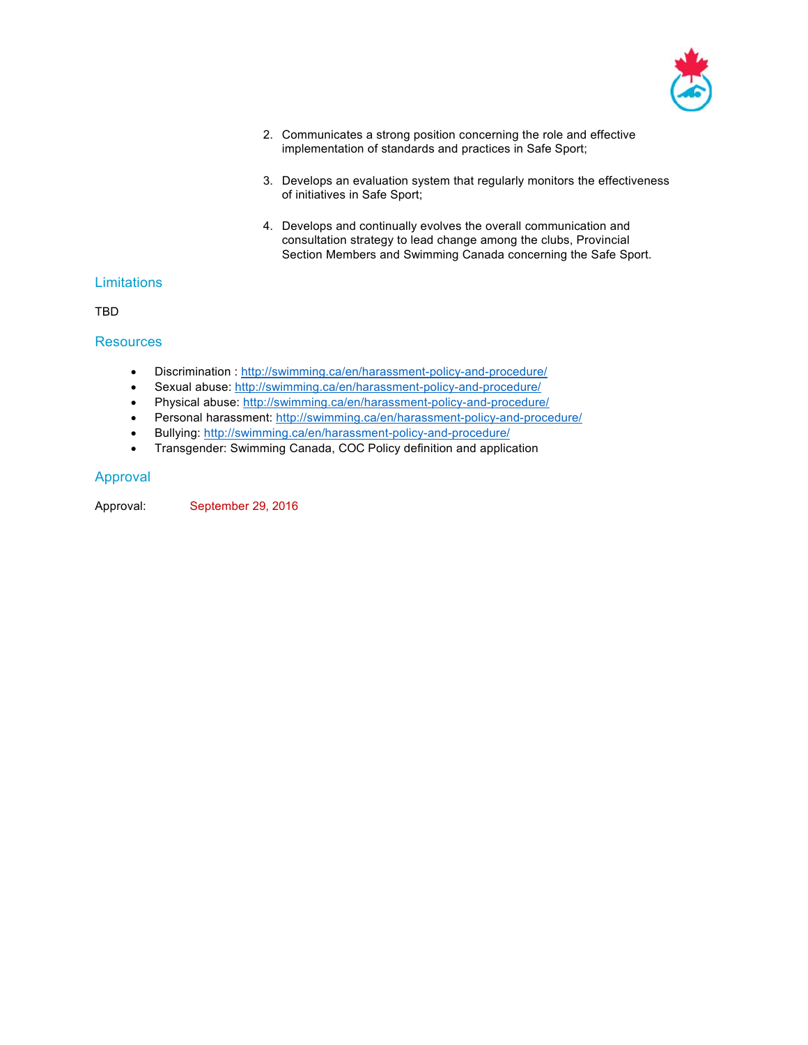2. Communicates a strong position concerning the role and effective implementation of standards and practices in Safe Sport;

3. Develops an evaluation system that regularly monitors the effectiveness of initiatives in Safe Sport;

4. Develops and continually evolves the overall communication and consultation strategy to lead change among the clubs, Provincial Section Members and Swimming Canada concerning the Safe Sport.

## Limitations

TBD

## Resources

- Discrimination : http://swimming.ca/en/harassment-policy-and-procedure/
- Sexual abuse: http://swimming.ca/en/harassment-policy-and-procedure/
- Physical abuse: http://swimming.ca/en/harassment-policy-and-procedure/
- Personal harassment: http://swimming.ca/en/harassment-policy-and-procedure/
- Bullying: http://swimming.ca/en/harassment-policy-and-procedure/
- Transgender: Swimming Canada, COC Policy definition and application

## Approval

Approval: September 29, 2016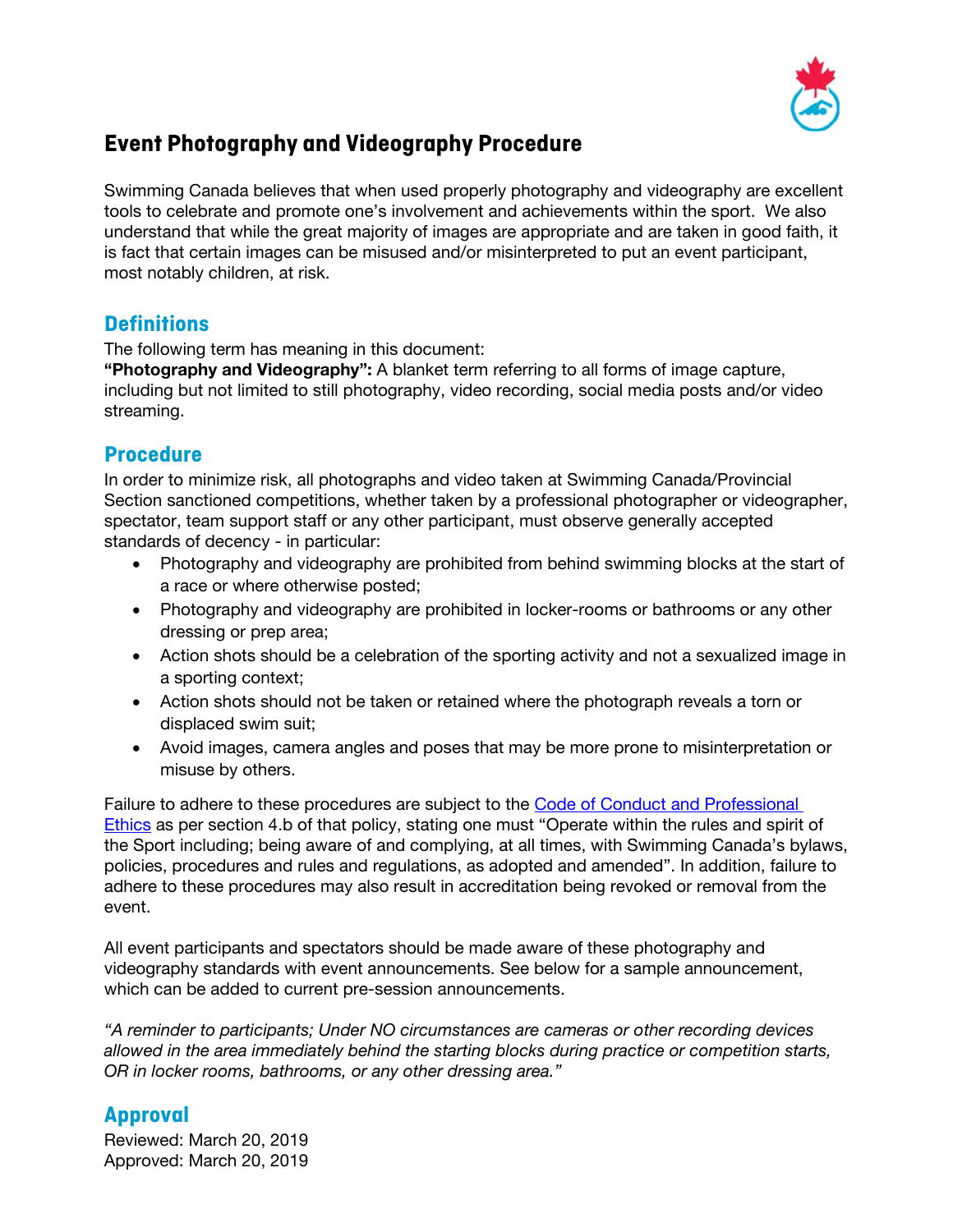# Event Photography and Videography Procedure

Swimming Canada believes that when used properly photography and videography are excellent tools to celebrate and promote one's involvement and achievements within the sport. We also understand that while the great majority of images are appropriate and are taken in good faith, it is fact that certain images can be misused and/or misinterpreted to put an event participant, most notably children, at risk.

## Definitions

The following term has meaning in this document:
**"Photography and Videography":** A blanket term referring to all forms of image capture, including but not limited to still photography, video recording, social media posts and/or video streaming.

## Procedure

In order to minimize risk, all photographs and video taken at Swimming Canada/Provincial Section sanctioned competitions, whether taken by a professional photographer or videographer, spectator, team support staff or any other participant, must observe generally accepted standards of decency - in particular:

- Photography and videography are prohibited from behind swimming blocks at the start of a race or where otherwise posted;
- Photography and videography are prohibited in locker-rooms or bathrooms or any other dressing or prep area;
- Action shots should be a celebration of the sporting activity and not a sexualized image in a sporting context;
- Action shots should not be taken or retained where the photograph reveals a torn or displaced swim suit;
- Avoid images, camera angles and poses that may be more prone to misinterpretation or misuse by others.

Failure to adhere to these procedures are subject to the Code of Conduct and Professional Ethics as per section 4.b of that policy, stating one must "Operate within the rules and spirit of the Sport including; being aware of and complying, at all times, with Swimming Canada's bylaws, policies, procedures and rules and regulations, as adopted and amended". In addition, failure to adhere to these procedures may also result in accreditation being revoked or removal from the event.

All event participants and spectators should be made aware of these photography and videography standards with event announcements. See below for a sample announcement, which can be added to current pre-session announcements.

*"A reminder to participants; Under NO circumstances are cameras or other recording devices allowed in the area immediately behind the starting blocks during practice or competition starts, OR in locker rooms, bathrooms, or any other dressing area."*

## Approval

Reviewed: March 20, 2019
Approved: March 20, 2019